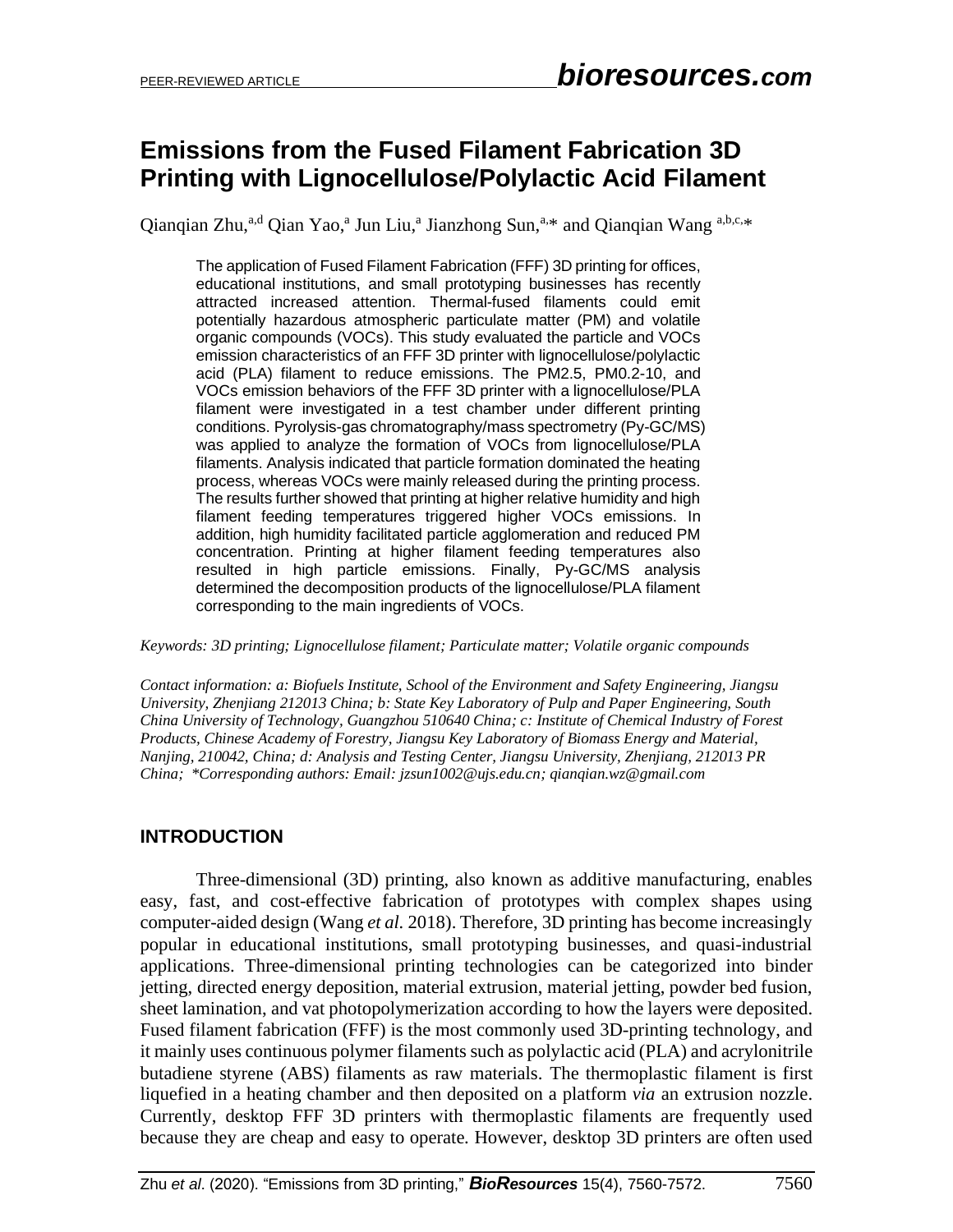# Emissions from the Fused Filament Fabrication 3D Printing with Lignocellulose/Polylactic Acid Filament

Qianqian Zhu,[a,d] Qian Yao,[a] Jun Liu,[a] Jianzhong Sun,[a,]* and Qianqian Wang [a,b,c,]*

The application of Fused Filament Fabrication (FFF) 3D printing for offices, educational institutions, and small prototyping businesses has recently attracted increased attention. Thermal-fused filaments could emit potentially hazardous atmospheric particulate matter (PM) and volatile organic compounds (VOCs). This study evaluated the particle and VOCs emission characteristics of an FFF 3D printer with lignocellulose/polylactic acid (PLA) filament to reduce emissions. The PM2.5, PM0.2-10, and VOCs emission behaviors of the FFF 3D printer with a lignocellulose/PLA filament were investigated in a test chamber under different printing conditions. Pyrolysis-gas chromatography/mass spectrometry (Py-GC/MS) was applied to analyze the formation of VOCs from lignocellulose/PLA filaments. Analysis indicated that particle formation dominated the heating process, whereas VOCs were mainly released during the printing process. The results further showed that printing at higher relative humidity and high filament feeding temperatures triggered higher VOCs emissions. In addition, high humidity facilitated particle agglomeration and reduced PM concentration. Printing at higher filament feeding temperatures also resulted in high particle emissions. Finally, Py-GC/MS analysis determined the decomposition products of the lignocellulose/PLA filament corresponding to the main ingredients of VOCs.

*Keywords: 3D printing; Lignocellulose filament; Particulate matter; Volatile organic compounds*

*Contact information: a: Biofuels Institute, School of the Environment and Safety Engineering, Jiangsu University, Zhenjiang 212013 China; b: State Key Laboratory of Pulp and Paper Engineering, South China University of Technology, Guangzhou 510640 China; c: Institute of Chemical Industry of Forest Products, Chinese Academy of Forestry, Jiangsu Key Laboratory of Biomass Energy and Material, Nanjing, 210042, China; d: Analysis and Testing Center, Jiangsu University, Zhenjiang, 212013 PR China; \*Corresponding authors: Email: jzsun1002@ujs.edu.cn; qianqian.wz@gmail.com*

## INTRODUCTION

Three-dimensional (3D) printing, also known as additive manufacturing, enables easy, fast, and cost-effective fabrication of prototypes with complex shapes using computer-aided design (Wang *et al.* 2018). Therefore, 3D printing has become increasingly popular in educational institutions, small prototyping businesses, and quasi-industrial applications. Three-dimensional printing technologies can be categorized into binder jetting, directed energy deposition, material extrusion, material jetting, powder bed fusion, sheet lamination, and vat photopolymerization according to how the layers were deposited. Fused filament fabrication (FFF) is the most commonly used 3D-printing technology, and it mainly uses continuous polymer filaments such as polylactic acid (PLA) and acrylonitrile butadiene styrene (ABS) filaments as raw materials. The thermoplastic filament is first liquefied in a heating chamber and then deposited on a platform *via* an extrusion nozzle. Currently, desktop FFF 3D printers with thermoplastic filaments are frequently used because they are cheap and easy to operate. However, desktop 3D printers are often used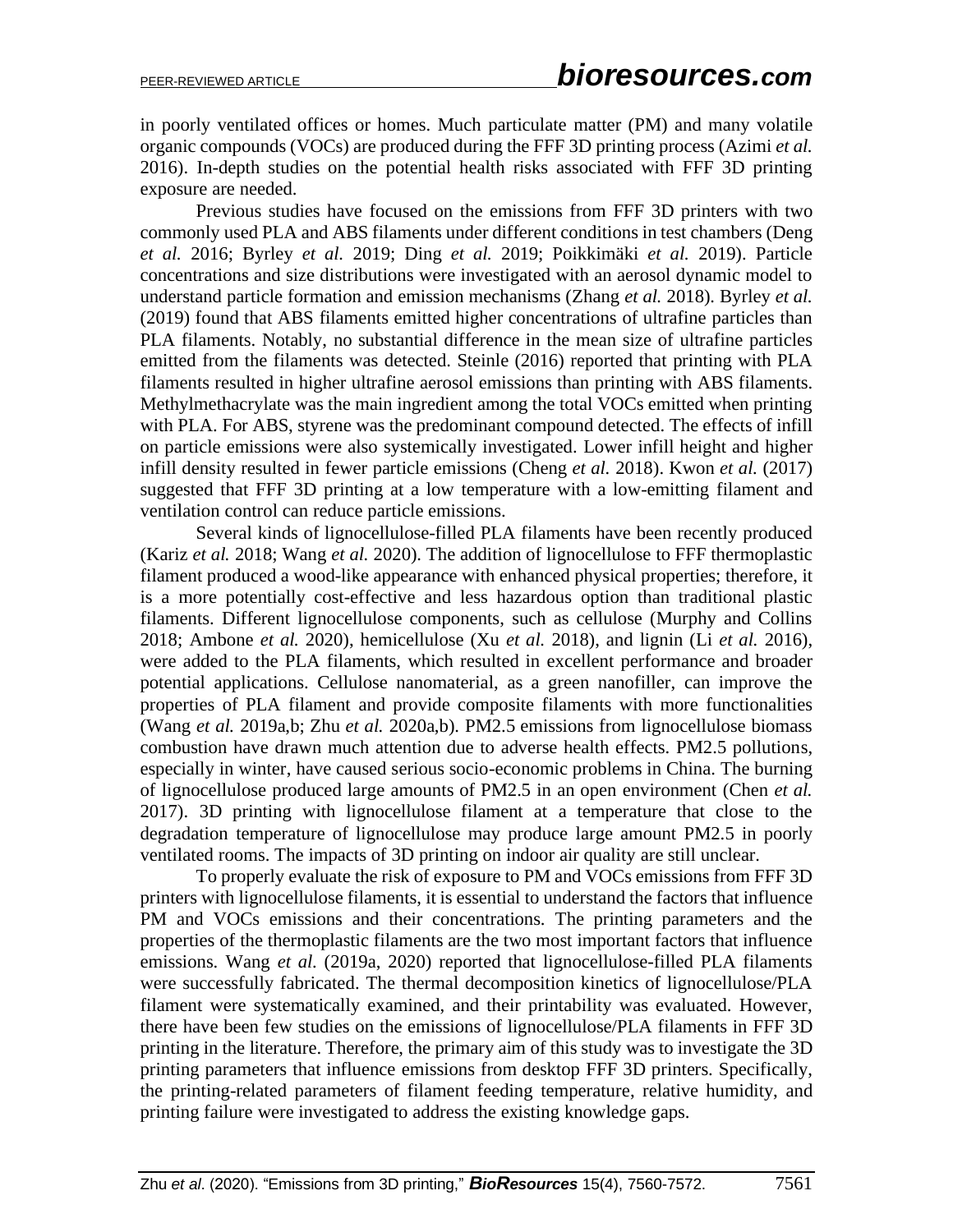in poorly ventilated offices or homes. Much particulate matter (PM) and many volatile organic compounds (VOCs) are produced during the FFF 3D printing process (Azimi *et al.* 2016). In-depth studies on the potential health risks associated with FFF 3D printing exposure are needed.

Previous studies have focused on the emissions from FFF 3D printers with two commonly used PLA and ABS filaments under different conditions in test chambers (Deng *et al.* 2016; Byrley *et al.* 2019; Ding *et al.* 2019; Poikkimäki *et al.* 2019). Particle concentrations and size distributions were investigated with an aerosol dynamic model to understand particle formation and emission mechanisms (Zhang *et al.* 2018). Byrley *et al.* (2019) found that ABS filaments emitted higher concentrations of ultrafine particles than PLA filaments. Notably, no substantial difference in the mean size of ultrafine particles emitted from the filaments was detected. Steinle (2016) reported that printing with PLA filaments resulted in higher ultrafine aerosol emissions than printing with ABS filaments. Methylmethacrylate was the main ingredient among the total VOCs emitted when printing with PLA. For ABS, styrene was the predominant compound detected. The effects of infill on particle emissions were also systemically investigated. Lower infill height and higher infill density resulted in fewer particle emissions (Cheng *et al.* 2018). Kwon *et al.* (2017) suggested that FFF 3D printing at a low temperature with a low-emitting filament and ventilation control can reduce particle emissions.

Several kinds of lignocellulose-filled PLA filaments have been recently produced (Kariz *et al.* 2018; Wang *et al.* 2020). The addition of lignocellulose to FFF thermoplastic filament produced a wood-like appearance with enhanced physical properties; therefore, it is a more potentially cost-effective and less hazardous option than traditional plastic filaments. Different lignocellulose components, such as cellulose (Murphy and Collins 2018; Ambone *et al.* 2020), hemicellulose (Xu *et al.* 2018), and lignin (Li *et al.* 2016), were added to the PLA filaments, which resulted in excellent performance and broader potential applications. Cellulose nanomaterial, as a green nanofiller, can improve the properties of PLA filament and provide composite filaments with more functionalities (Wang *et al.* 2019a,b; Zhu *et al.* 2020a,b). PM2.5 emissions from lignocellulose biomass combustion have drawn much attention due to adverse health effects. PM2.5 pollutions, especially in winter, have caused serious socio-economic problems in China. The burning of lignocellulose produced large amounts of PM2.5 in an open environment (Chen *et al.* 2017). 3D printing with lignocellulose filament at a temperature that close to the degradation temperature of lignocellulose may produce large amount PM2.5 in poorly ventilated rooms. The impacts of 3D printing on indoor air quality are still unclear.

To properly evaluate the risk of exposure to PM and VOCs emissions from FFF 3D printers with lignocellulose filaments, it is essential to understand the factors that influence PM and VOCs emissions and their concentrations. The printing parameters and the properties of the thermoplastic filaments are the two most important factors that influence emissions. Wang *et al.* (2019a, 2020) reported that lignocellulose-filled PLA filaments were successfully fabricated. The thermal decomposition kinetics of lignocellulose/PLA filament were systematically examined, and their printability was evaluated. However, there have been few studies on the emissions of lignocellulose/PLA filaments in FFF 3D printing in the literature. Therefore, the primary aim of this study was to investigate the 3D printing parameters that influence emissions from desktop FFF 3D printers. Specifically, the printing-related parameters of filament feeding temperature, relative humidity, and printing failure were investigated to address the existing knowledge gaps.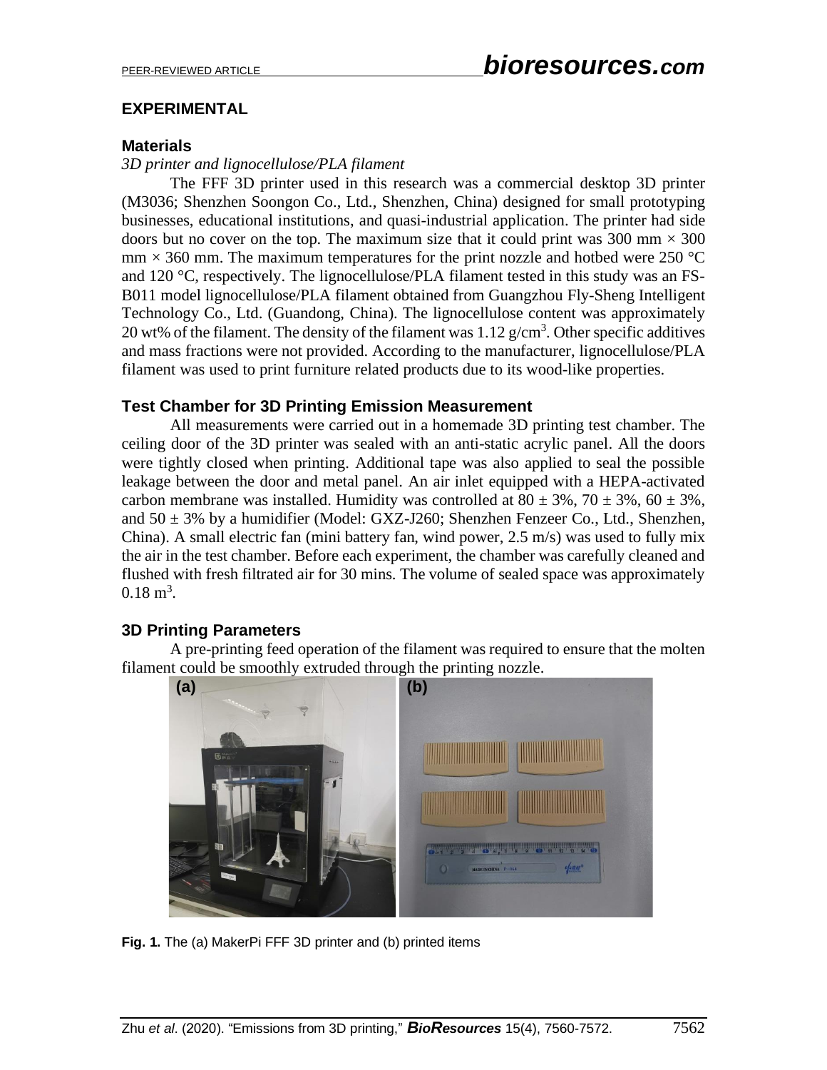## EXPERIMENTAL

### Materials

*3D printer and lignocellulose/PLA filament*

The FFF 3D printer used in this research was a commercial desktop 3D printer (M3036; Shenzhen Soongon Co., Ltd., Shenzhen, China) designed for small prototyping businesses, educational institutions, and quasi-industrial application. The printer had side doors but no cover on the top. The maximum size that it could print was 300 mm × 300 mm × 360 mm. The maximum temperatures for the print nozzle and hotbed were 250 °C and 120 °C, respectively. The lignocellulose/PLA filament tested in this study was an FS-B011 model lignocellulose/PLA filament obtained from Guangzhou Fly-Sheng Intelligent Technology Co., Ltd. (Guandong, China). The lignocellulose content was approximately 20 wt% of the filament. The density of the filament was 1.12 g/cm$^3$. Other specific additives and mass fractions were not provided. According to the manufacturer, lignocellulose/PLA filament was used to print furniture related products due to its wood-like properties.

### Test Chamber for 3D Printing Emission Measurement

All measurements were carried out in a homemade 3D printing test chamber. The ceiling door of the 3D printer was sealed with an anti-static acrylic panel. All the doors were tightly closed when printing. Additional tape was also applied to seal the possible leakage between the door and metal panel. An air inlet equipped with a HEPA-activated carbon membrane was installed. Humidity was controlled at 80 ± 3%, 70 ± 3%, 60 ± 3%, and 50 ± 3% by a humidifier (Model: GXZ-J260; Shenzhen Fenzeer Co., Ltd., Shenzhen, China). A small electric fan (mini battery fan, wind power, 2.5 m/s) was used to fully mix the air in the test chamber. Before each experiment, the chamber was carefully cleaned and flushed with fresh filtrated air for 30 mins. The volume of sealed space was approximately 0.18 m$^3$.

### 3D Printing Parameters

A pre-printing feed operation of the filament was required to ensure that the molten filament could be smoothly extruded through the printing nozzle.

**Fig. 1.** The (a) MakerPi FFF 3D printer and (b) printed items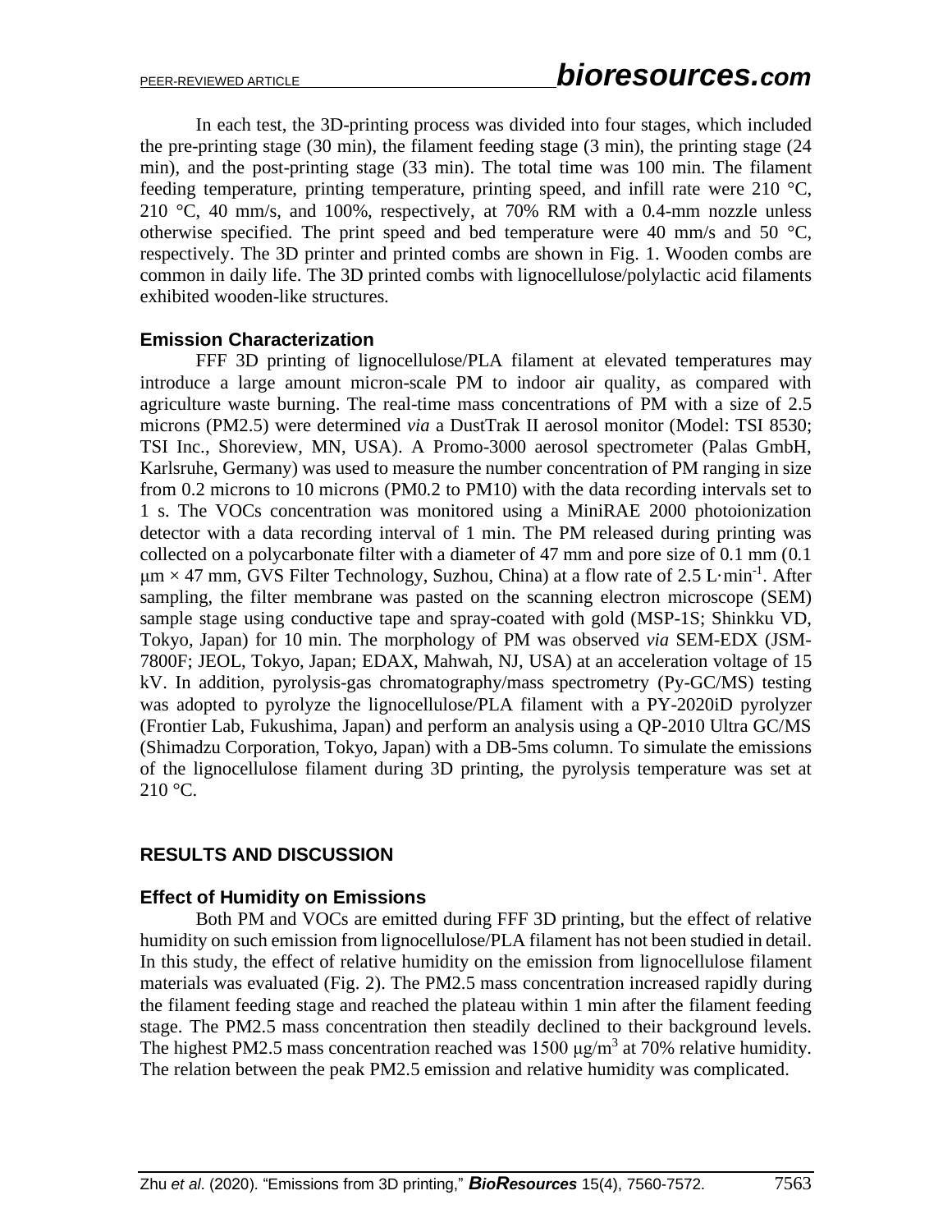In each test, the 3D-printing process was divided into four stages, which included the pre-printing stage (30 min), the filament feeding stage (3 min), the printing stage (24 min), and the post-printing stage (33 min). The total time was 100 min. The filament feeding temperature, printing temperature, printing speed, and infill rate were 210 °C, 210 °C, 40 mm/s, and 100%, respectively, at 70% RM with a 0.4-mm nozzle unless otherwise specified. The print speed and bed temperature were 40 mm/s and 50 °C, respectively. The 3D printer and printed combs are shown in Fig. 1. Wooden combs are common in daily life. The 3D printed combs with lignocellulose/polylactic acid filaments exhibited wooden-like structures.

### Emission Characterization

FFF 3D printing of lignocellulose/PLA filament at elevated temperatures may introduce a large amount micron-scale PM to indoor air quality, as compared with agriculture waste burning. The real-time mass concentrations of PM with a size of 2.5 microns (PM2.5) were determined *via* a DustTrak II aerosol monitor (Model: TSI 8530; TSI Inc., Shoreview, MN, USA). A Promo-3000 aerosol spectrometer (Palas GmbH, Karlsruhe, Germany) was used to measure the number concentration of PM ranging in size from 0.2 microns to 10 microns (PM0.2 to PM10) with the data recording intervals set to 1 s. The VOCs concentration was monitored using a MiniRAE 2000 photoionization detector with a data recording interval of 1 min. The PM released during printing was collected on a polycarbonate filter with a diameter of 47 mm and pore size of 0.1 mm (0.1 μm × 47 mm, GVS Filter Technology, Suzhou, China) at a flow rate of 2.5 $L \cdot min^{-1}$. After sampling, the filter membrane was pasted on the scanning electron microscope (SEM) sample stage using conductive tape and spray-coated with gold (MSP-1S; Shinkku VD, Tokyo, Japan) for 10 min. The morphology of PM was observed *via* SEM-EDX (JSM-7800F; JEOL, Tokyo, Japan; EDAX, Mahwah, NJ, USA) at an acceleration voltage of 15 kV. In addition, pyrolysis-gas chromatography/mass spectrometry (Py-GC/MS) testing was adopted to pyrolyze the lignocellulose/PLA filament with a PY-2020iD pyrolyzer (Frontier Lab, Fukushima, Japan) and perform an analysis using a QP-2010 Ultra GC/MS (Shimadzu Corporation, Tokyo, Japan) with a DB-5ms column. To simulate the emissions of the lignocellulose filament during 3D printing, the pyrolysis temperature was set at 210 °C.

## RESULTS AND DISCUSSION

### Effect of Humidity on Emissions

Both PM and VOCs are emitted during FFF 3D printing, but the effect of relative humidity on such emission from lignocellulose/PLA filament has not been studied in detail. In this study, the effect of relative humidity on the emission from lignocellulose filament materials was evaluated (Fig. 2). The PM2.5 mass concentration increased rapidly during the filament feeding stage and reached the plateau within 1 min after the filament feeding stage. The PM2.5 mass concentration then steadily declined to their background levels. The highest PM2.5 mass concentration reached was 1500 $\mu g/m^3$ at 70% relative humidity. The relation between the peak PM2.5 emission and relative humidity was complicated.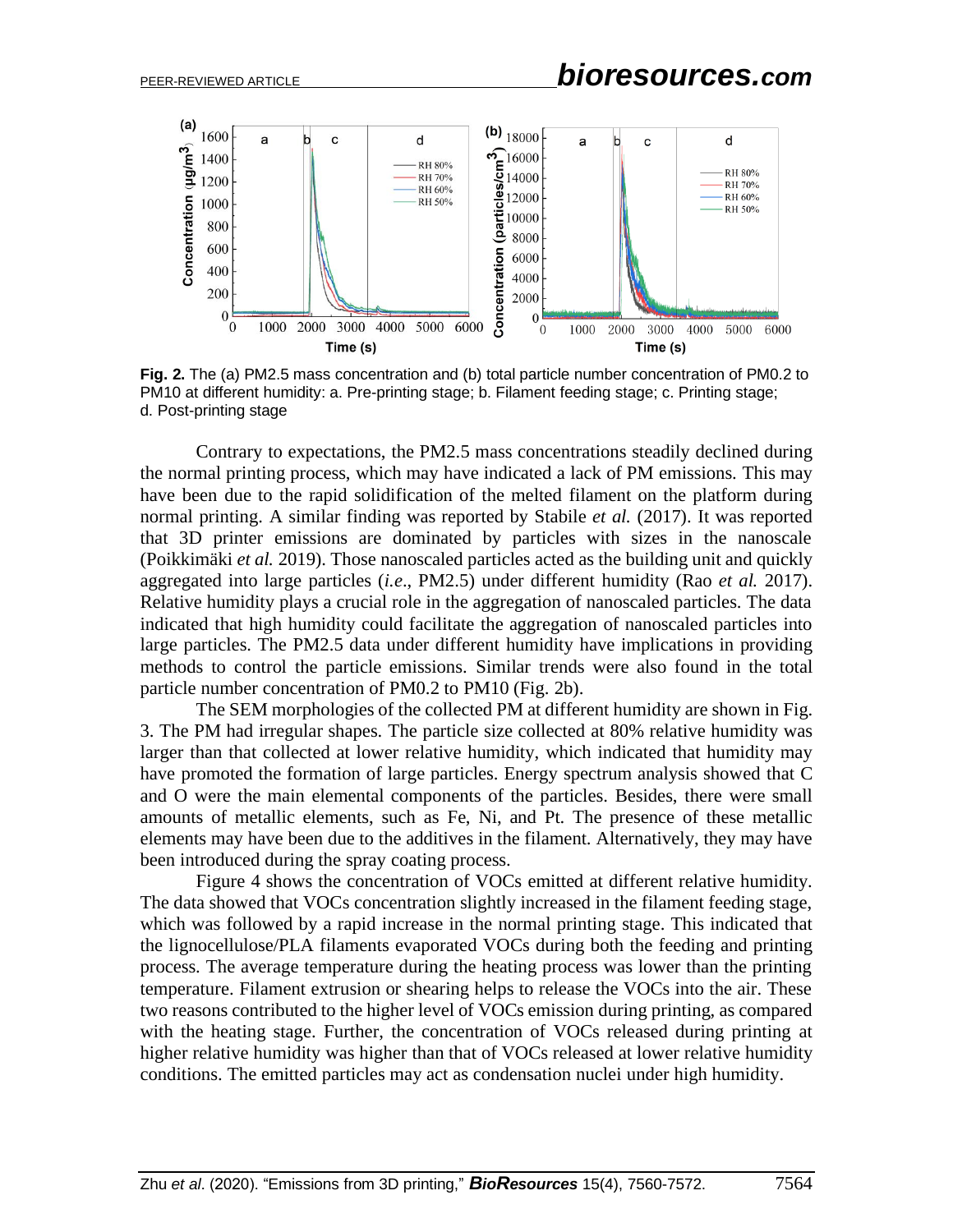**Fig. 2.** The (a) PM2.5 mass concentration and (b) total particle number concentration of PM0.2 to PM10 at different humidity: a. Pre-printing stage; b. Filament feeding stage; c. Printing stage; d. Post-printing stage

Contrary to expectations, the PM2.5 mass concentrations steadily declined during the normal printing process, which may have indicated a lack of PM emissions. This may have been due to the rapid solidification of the melted filament on the platform during normal printing. A similar finding was reported by Stabile *et al.* (2017). It was reported that 3D printer emissions are dominated by particles with sizes in the nanoscale (Poikkimäki *et al.* 2019). Those nanoscaled particles acted as the building unit and quickly aggregated into large particles (*i.e*., PM2.5) under different humidity (Rao *et al.* 2017). Relative humidity plays a crucial role in the aggregation of nanoscaled particles. The data indicated that high humidity could facilitate the aggregation of nanoscaled particles into large particles. The PM2.5 data under different humidity have implications in providing methods to control the particle emissions. Similar trends were also found in the total particle number concentration of PM0.2 to PM10 (Fig. 2b).

The SEM morphologies of the collected PM at different humidity are shown in Fig. 3. The PM had irregular shapes. The particle size collected at 80% relative humidity was larger than that collected at lower relative humidity, which indicated that humidity may have promoted the formation of large particles. Energy spectrum analysis showed that C and O were the main elemental components of the particles. Besides, there were small amounts of metallic elements, such as Fe, Ni, and Pt. The presence of these metallic elements may have been due to the additives in the filament. Alternatively, they may have been introduced during the spray coating process.

Figure 4 shows the concentration of VOCs emitted at different relative humidity. The data showed that VOCs concentration slightly increased in the filament feeding stage, which was followed by a rapid increase in the normal printing stage. This indicated that the lignocellulose/PLA filaments evaporated VOCs during both the feeding and printing process. The average temperature during the heating process was lower than the printing temperature. Filament extrusion or shearing helps to release the VOCs into the air. These two reasons contributed to the higher level of VOCs emission during printing, as compared with the heating stage. Further, the concentration of VOCs released during printing at higher relative humidity was higher than that of VOCs released at lower relative humidity conditions. The emitted particles may act as condensation nuclei under high humidity.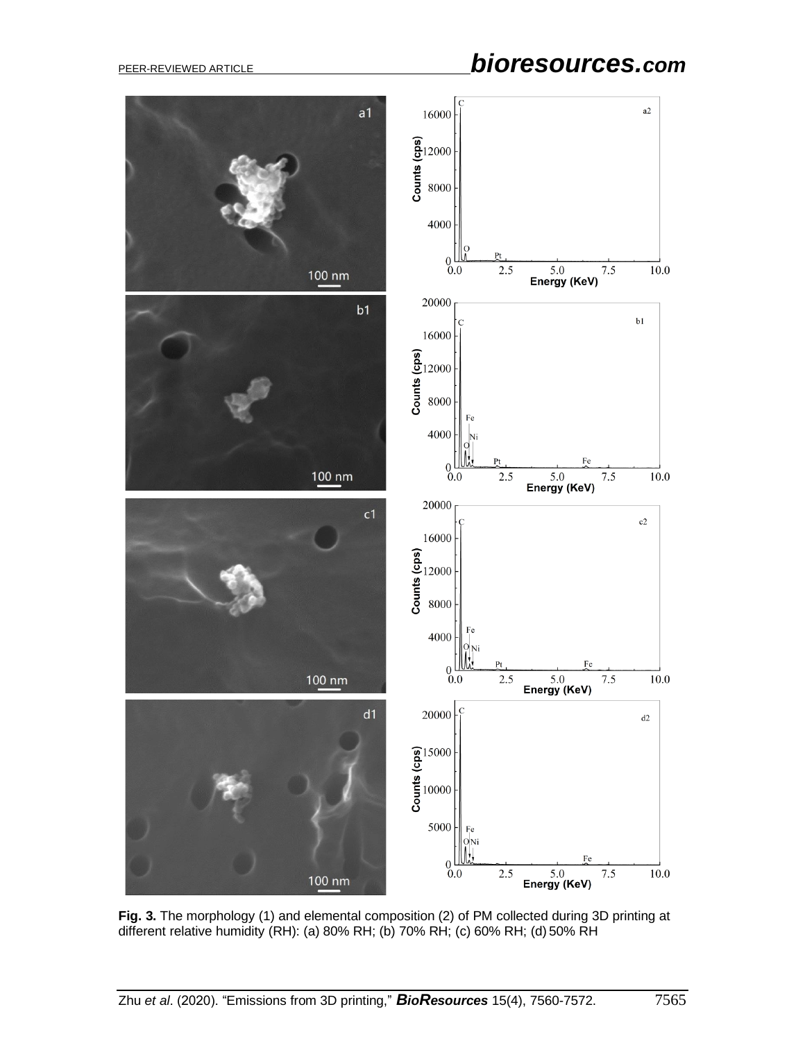**Fig. 3.** The morphology (1) and elemental composition (2) of PM collected during 3D printing at different relative humidity (RH): (a) 80% RH; (b) 70% RH; (c) 60% RH; (d) 50% RH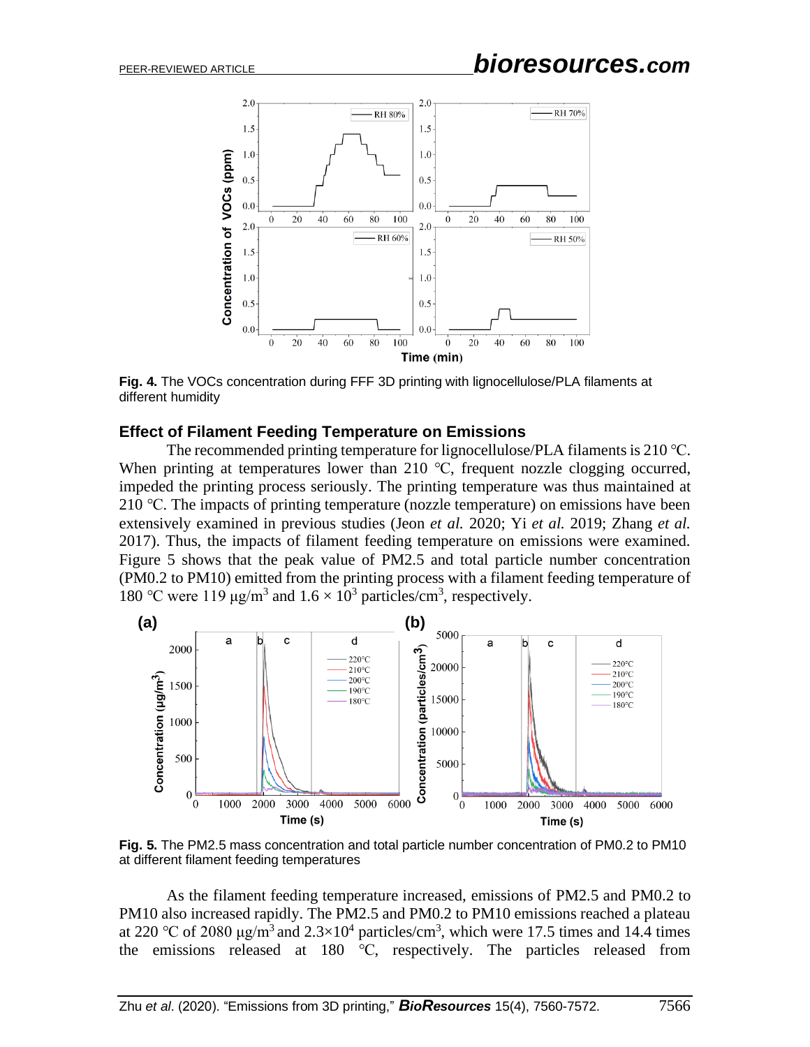**Fig. 4.** The VOCs concentration during FFF 3D printing with lignocellulose/PLA filaments at different humidity

### Effect of Filament Feeding Temperature on Emissions

The recommended printing temperature for lignocellulose/PLA filaments is 210 ℃. When printing at temperatures lower than 210 ℃, frequent nozzle clogging occurred, impeded the printing process seriously. The printing temperature was thus maintained at 210 ℃. The impacts of printing temperature (nozzle temperature) on emissions have been extensively examined in previous studies (Jeon *et al.* 2020; Yi *et al.* 2019; Zhang *et al.* 2017). Thus, the impacts of filament feeding temperature on emissions were examined. Figure 5 shows that the peak value of PM2.5 and total particle number concentration (PM0.2 to PM10) emitted from the printing process with a filament feeding temperature of 180 ℃ were 119 μg/m$^3$ and $1.6 \times 10^3$ particles/cm$^3$, respectively.

**Fig. 5.** The PM2.5 mass concentration and total particle number concentration of PM0.2 to PM10 at different filament feeding temperatures

As the filament feeding temperature increased, emissions of PM2.5 and PM0.2 to PM10 also increased rapidly. The PM2.5 and PM0.2 to PM10 emissions reached a plateau at 220 ℃ of 2080 μg/m$^3$ and $2.3 \times 10^4$ particles/cm$^3$, which were 17.5 times and 14.4 times the emissions released at 180 ℃, respectively. The particles released from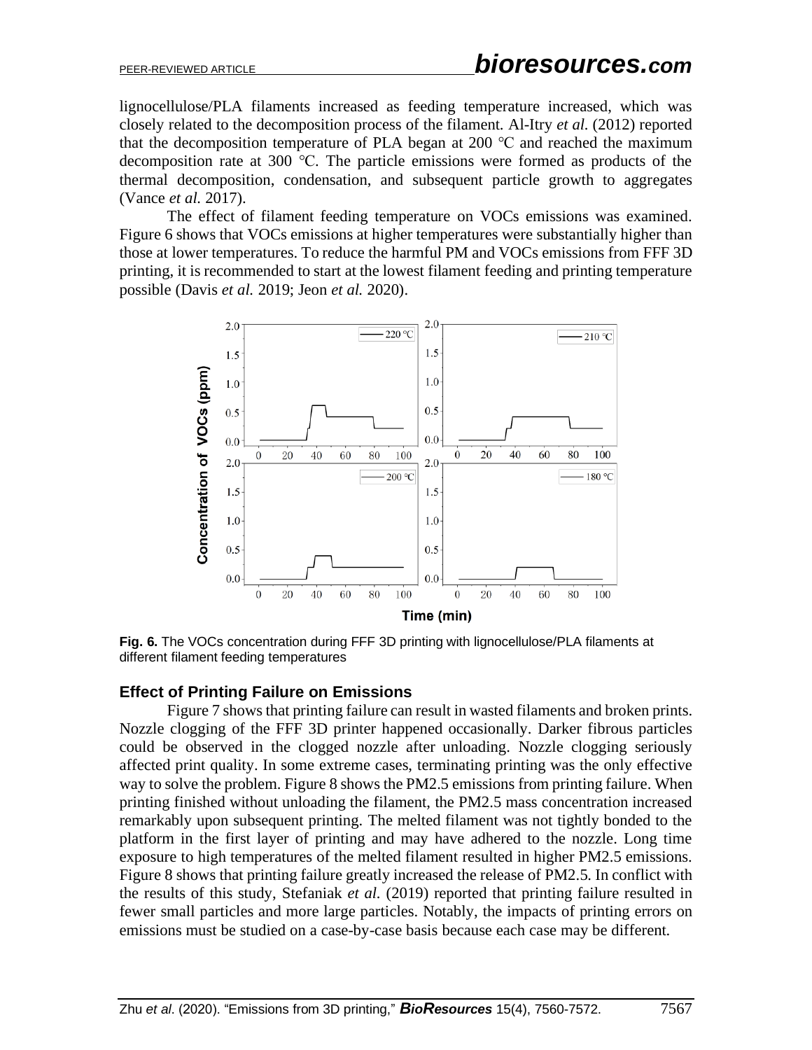lignocellulose/PLA filaments increased as feeding temperature increased, which was closely related to the decomposition process of the filament. Al-Itry *et al.* (2012) reported that the decomposition temperature of PLA began at 200 ℃ and reached the maximum decomposition rate at 300 ℃. The particle emissions were formed as products of the thermal decomposition, condensation, and subsequent particle growth to aggregates (Vance *et al.* 2017).

The effect of filament feeding temperature on VOCs emissions was examined. Figure 6 shows that VOCs emissions at higher temperatures were substantially higher than those at lower temperatures. To reduce the harmful PM and VOCs emissions from FFF 3D printing, it is recommended to start at the lowest filament feeding and printing temperature possible (Davis *et al.* 2019; Jeon *et al.* 2020).

**Fig. 6.** The VOCs concentration during FFF 3D printing with lignocellulose/PLA filaments at different filament feeding temperatures

## Effect of Printing Failure on Emissions

Figure 7 shows that printing failure can result in wasted filaments and broken prints. Nozzle clogging of the FFF 3D printer happened occasionally. Darker fibrous particles could be observed in the clogged nozzle after unloading. Nozzle clogging seriously affected print quality. In some extreme cases, terminating printing was the only effective way to solve the problem. Figure 8 shows the PM2.5 emissions from printing failure. When printing finished without unloading the filament, the PM2.5 mass concentration increased remarkably upon subsequent printing. The melted filament was not tightly bonded to the platform in the first layer of printing and may have adhered to the nozzle. Long time exposure to high temperatures of the melted filament resulted in higher PM2.5 emissions. Figure 8 shows that printing failure greatly increased the release of PM2.5. In conflict with the results of this study, Stefaniak *et al.* (2019) reported that printing failure resulted in fewer small particles and more large particles. Notably, the impacts of printing errors on emissions must be studied on a case-by-case basis because each case may be different.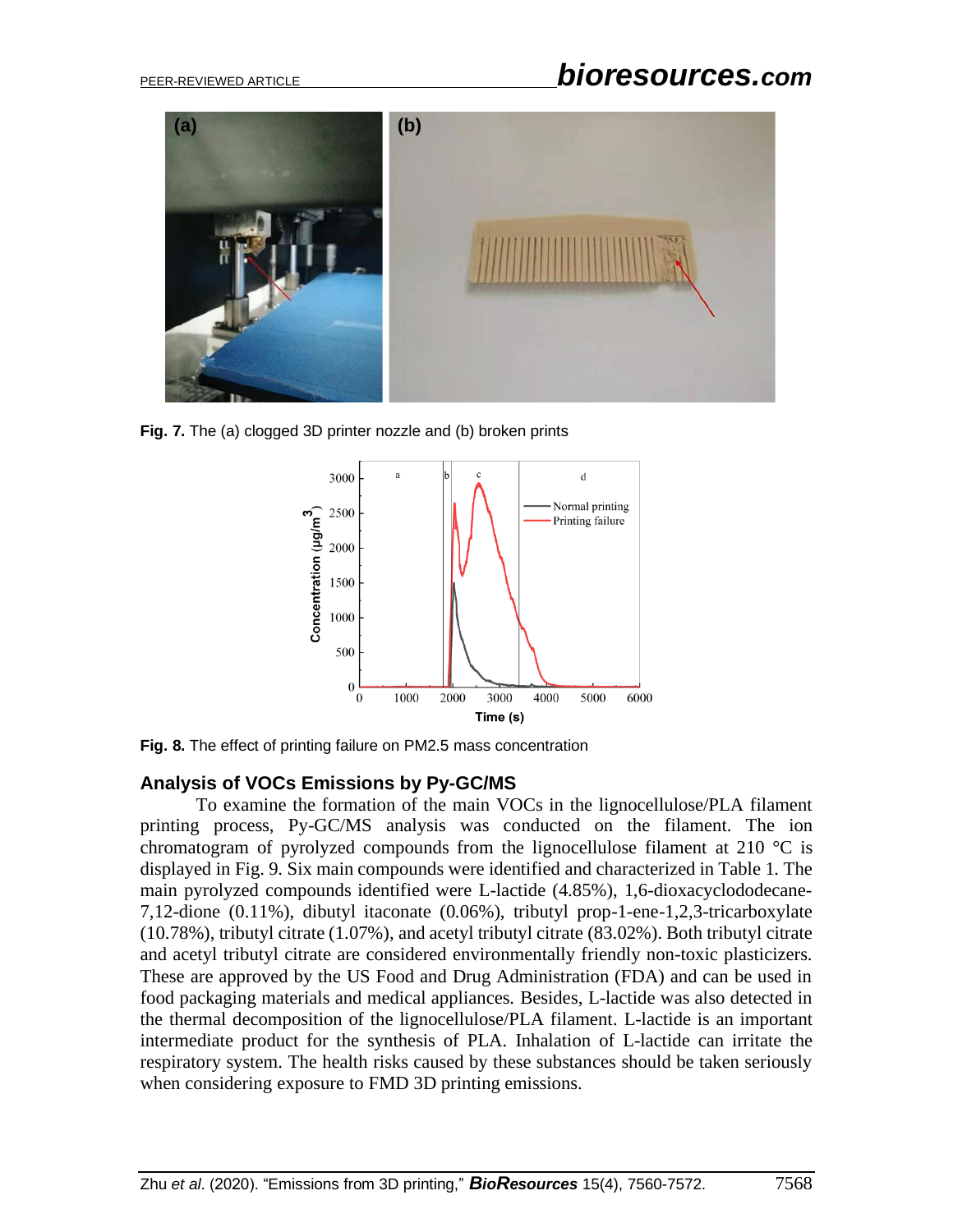Fig. 7. The (a) clogged 3D printer nozzle and (b) broken prints

Fig. 8. The effect of printing failure on PM2.5 mass concentration

## Analysis of VOCs Emissions by Py-GC/MS

To examine the formation of the main VOCs in the lignocellulose/PLA filament printing process, Py-GC/MS analysis was conducted on the filament. The ion chromatogram of pyrolyzed compounds from the lignocellulose filament at 210 °C is displayed in Fig. 9. Six main compounds were identified and characterized in Table 1. The main pyrolyzed compounds identified were L-lactide (4.85%), 1,6-dioxacyclododecane-7,12-dione (0.11%), dibutyl itaconate (0.06%), tributyl prop-1-ene-1,2,3-tricarboxylate (10.78%), tributyl citrate (1.07%), and acetyl tributyl citrate (83.02%). Both tributyl citrate and acetyl tributyl citrate are considered environmentally friendly non-toxic plasticizers. These are approved by the US Food and Drug Administration (FDA) and can be used in food packaging materials and medical appliances. Besides, L-lactide was also detected in the thermal decomposition of the lignocellulose/PLA filament. L-lactide is an important intermediate product for the synthesis of PLA. Inhalation of L-lactide can irritate the respiratory system. The health risks caused by these substances should be taken seriously when considering exposure to FMD 3D printing emissions.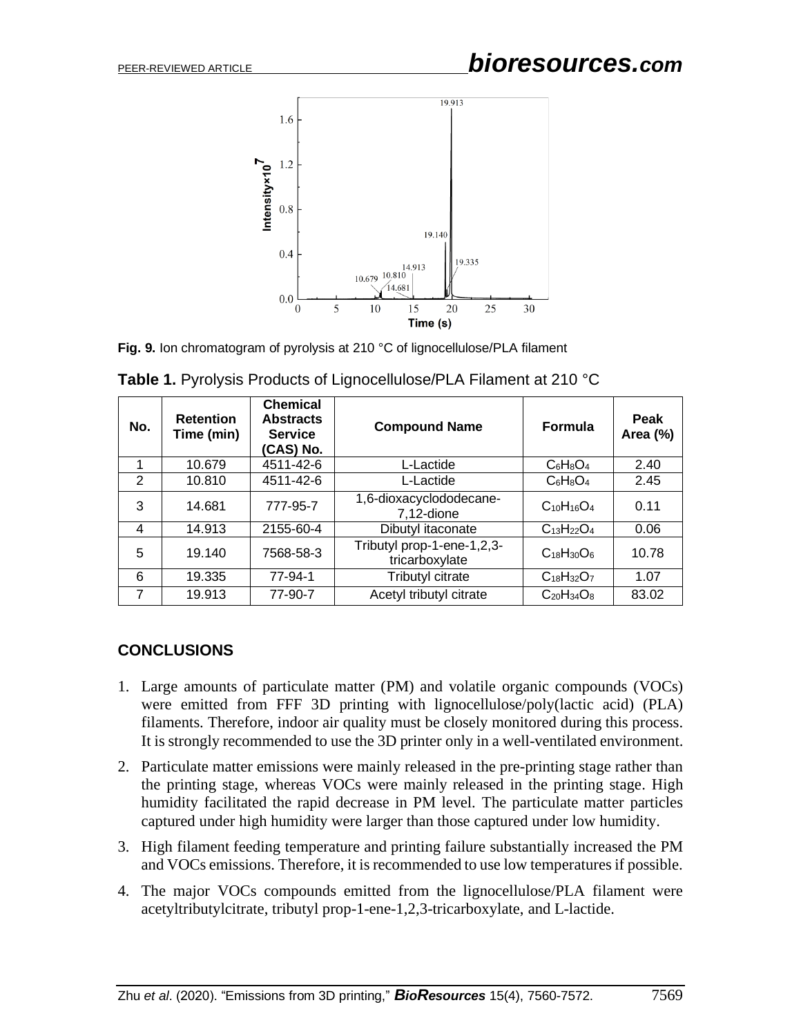Fig. 9. Ion chromatogram of pyrolysis at 210 °C of lignocellulose/PLA filament

**Table 1.** Pyrolysis Products of Lignocellulose/PLA Filament at 210 °C

| No. | Retention Time (min) | Chemical Abstracts Service (CAS) No. | Compound Name | Formula | Peak Area (%) |
|---|---|---|---|---|---|
| 1 | 10.679 | 4511-42-6 | L-Lactide | $C_6H_8O_4$ | 2.40 |
| 2 | 10.810 | 4511-42-6 | L-Lactide | $C_6H_8O_4$ | 2.45 |
| 3 | 14.681 | 777-95-7 | 1,6-dioxacyclododecane-7,12-dione | $C_{10}H_{16}O_4$ | 0.11 |
| 4 | 14.913 | 2155-60-4 | Dibutyl itaconate | $C_{13}H_{22}O_4$ | 0.06 |
| 5 | 19.140 | 7568-58-3 | Tributyl prop-1-ene-1,2,3-tricarboxylate | $C_{18}H_{30}O_6$ | 10.78 |
| 6 | 19.335 | 77-94-1 | Tributyl citrate | $C_{18}H_{32}O_7$ | 1.07 |
| 7 | 19.913 | 77-90-7 | Acetyl tributyl citrate | $C_{20}H_{34}O_8$ | 83.02 |

## CONCLUSIONS

1. Large amounts of particulate matter (PM) and volatile organic compounds (VOCs) were emitted from FFF 3D printing with lignocellulose/poly(lactic acid) (PLA) filaments. Therefore, indoor air quality must be closely monitored during this process. It is strongly recommended to use the 3D printer only in a well-ventilated environment.
2. Particulate matter emissions were mainly released in the pre-printing stage rather than the printing stage, whereas VOCs were mainly released in the printing stage. High humidity facilitated the rapid decrease in PM level. The particulate matter particles captured under high humidity were larger than those captured under low humidity.
3. High filament feeding temperature and printing failure substantially increased the PM and VOCs emissions. Therefore, it is recommended to use low temperatures if possible.
4. The major VOCs compounds emitted from the lignocellulose/PLA filament were acetyltributylcitrate, tributyl prop-1-ene-1,2,3-tricarboxylate, and L-lactide.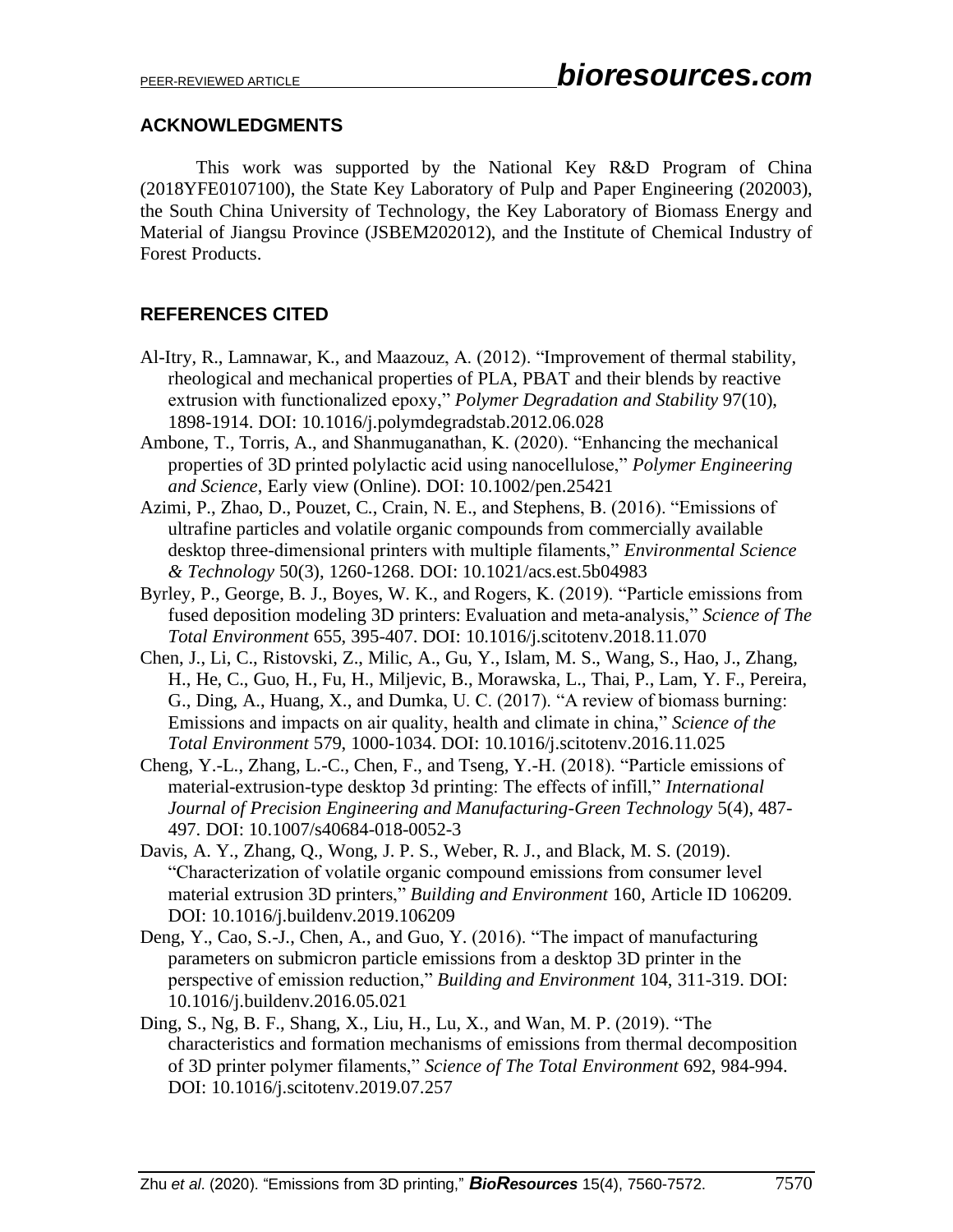## ACKNOWLEDGMENTS

This work was supported by the National Key R&D Program of China (2018YFE0107100), the State Key Laboratory of Pulp and Paper Engineering (202003), the South China University of Technology, the Key Laboratory of Biomass Energy and Material of Jiangsu Province (JSBEM202012), and the Institute of Chemical Industry of Forest Products.

## REFERENCES CITED

Al-Itry, R., Lamnawar, K., and Maazouz, A. (2012). "Improvement of thermal stability, rheological and mechanical properties of PLA, PBAT and their blends by reactive extrusion with functionalized epoxy," *Polymer Degradation and Stability* 97(10), 1898-1914. DOI: 10.1016/j.polymdegradstab.2012.06.028

Ambone, T., Torris, A., and Shanmuganathan, K. (2020). "Enhancing the mechanical properties of 3D printed polylactic acid using nanocellulose," *Polymer Engineering and Science*, Early view (Online). DOI: 10.1002/pen.25421

Azimi, P., Zhao, D., Pouzet, C., Crain, N. E., and Stephens, B. (2016). "Emissions of ultrafine particles and volatile organic compounds from commercially available desktop three-dimensional printers with multiple filaments," *Environmental Science & Technology* 50(3), 1260-1268. DOI: 10.1021/acs.est.5b04983

Byrley, P., George, B. J., Boyes, W. K., and Rogers, K. (2019). "Particle emissions from fused deposition modeling 3D printers: Evaluation and meta-analysis," *Science of The Total Environment* 655, 395-407. DOI: 10.1016/j.scitotenv.2018.11.070

Chen, J., Li, C., Ristovski, Z., Milic, A., Gu, Y., Islam, M. S., Wang, S., Hao, J., Zhang, H., He, C., Guo, H., Fu, H., Miljevic, B., Morawska, L., Thai, P., Lam, Y. F., Pereira, G., Ding, A., Huang, X., and Dumka, U. C. (2017). "A review of biomass burning: Emissions and impacts on air quality, health and climate in china," *Science of the Total Environment* 579, 1000-1034. DOI: 10.1016/j.scitotenv.2016.11.025

Cheng, Y.-L., Zhang, L.-C., Chen, F., and Tseng, Y.-H. (2018). "Particle emissions of material-extrusion-type desktop 3d printing: The effects of infill," *International Journal of Precision Engineering and Manufacturing-Green Technology* 5(4), 487-497. DOI: 10.1007/s40684-018-0052-3

Davis, A. Y., Zhang, Q., Wong, J. P. S., Weber, R. J., and Black, M. S. (2019). "Characterization of volatile organic compound emissions from consumer level material extrusion 3D printers," *Building and Environment* 160, Article ID 106209. DOI: 10.1016/j.buildenv.2019.106209

Deng, Y., Cao, S.-J., Chen, A., and Guo, Y. (2016). "The impact of manufacturing parameters on submicron particle emissions from a desktop 3D printer in the perspective of emission reduction," *Building and Environment* 104, 311-319. DOI: 10.1016/j.buildenv.2016.05.021

Ding, S., Ng, B. F., Shang, X., Liu, H., Lu, X., and Wan, M. P. (2019). "The characteristics and formation mechanisms of emissions from thermal decomposition of 3D printer polymer filaments," *Science of The Total Environment* 692, 984-994. DOI: 10.1016/j.scitotenv.2019.07.257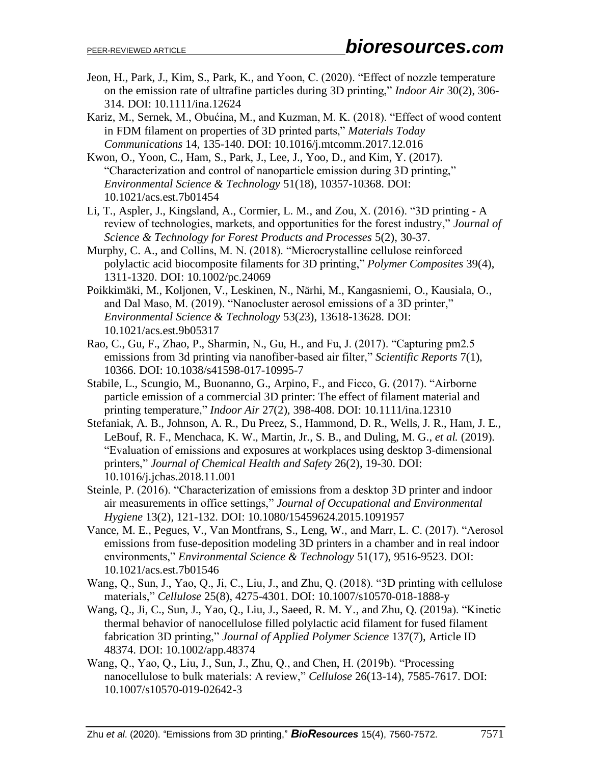Jeon, H., Park, J., Kim, S., Park, K., and Yoon, C. (2020). "Effect of nozzle temperature on the emission rate of ultrafine particles during 3D printing," *Indoor Air* 30(2), 306-314. DOI: 10.1111/ina.12624

Kariz, M., Sernek, M., Obućina, M., and Kuzman, M. K. (2018). "Effect of wood content in FDM filament on properties of 3D printed parts," *Materials Today Communications* 14, 135-140. DOI: 10.1016/j.mtcomm.2017.12.016

Kwon, O., Yoon, C., Ham, S., Park, J., Lee, J., Yoo, D., and Kim, Y. (2017). "Characterization and control of nanoparticle emission during 3D printing," *Environmental Science & Technology* 51(18), 10357-10368. DOI: 10.1021/acs.est.7b01454

Li, T., Aspler, J., Kingsland, A., Cormier, L. M., and Zou, X. (2016). "3D printing - A review of technologies, markets, and opportunities for the forest industry," *Journal of Science & Technology for Forest Products and Processes* 5(2), 30-37.

Murphy, C. A., and Collins, M. N. (2018). "Microcrystalline cellulose reinforced polylactic acid biocomposite filaments for 3D printing," *Polymer Composites* 39(4), 1311-1320. DOI: 10.1002/pc.24069

Poikkimäki, M., Koljonen, V., Leskinen, N., Närhi, M., Kangasniemi, O., Kausiala, O., and Dal Maso, M. (2019). "Nanocluster aerosol emissions of a 3D printer," *Environmental Science & Technology* 53(23), 13618-13628. DOI: 10.1021/acs.est.9b05317

Rao, C., Gu, F., Zhao, P., Sharmin, N., Gu, H., and Fu, J. (2017). "Capturing pm2.5 emissions from 3d printing via nanofiber-based air filter," *Scientific Reports* 7(1), 10366. DOI: 10.1038/s41598-017-10995-7

Stabile, L., Scungio, M., Buonanno, G., Arpino, F., and Ficco, G. (2017). "Airborne particle emission of a commercial 3D printer: The effect of filament material and printing temperature," *Indoor Air* 27(2), 398-408. DOI: 10.1111/ina.12310

Stefaniak, A. B., Johnson, A. R., Du Preez, S., Hammond, D. R., Wells, J. R., Ham, J. E., LeBouf, R. F., Menchaca, K. W., Martin, Jr., S. B., and Duling, M. G., *et al.* (2019). "Evaluation of emissions and exposures at workplaces using desktop 3-dimensional printers," *Journal of Chemical Health and Safety* 26(2), 19-30. DOI: 10.1016/j.jchas.2018.11.001

Steinle, P. (2016). "Characterization of emissions from a desktop 3D printer and indoor air measurements in office settings," *Journal of Occupational and Environmental Hygiene* 13(2), 121-132. DOI: 10.1080/15459624.2015.1091957

Vance, M. E., Pegues, V., Van Montfrans, S., Leng, W., and Marr, L. C. (2017). "Aerosol emissions from fuse-deposition modeling 3D printers in a chamber and in real indoor environments," *Environmental Science & Technology* 51(17), 9516-9523. DOI: 10.1021/acs.est.7b01546

Wang, Q., Sun, J., Yao, Q., Ji, C., Liu, J., and Zhu, Q. (2018). "3D printing with cellulose materials," *Cellulose* 25(8), 4275-4301. DOI: 10.1007/s10570-018-1888-y

Wang, Q., Ji, C., Sun, J., Yao, Q., Liu, J., Saeed, R. M. Y., and Zhu, Q. (2019a). "Kinetic thermal behavior of nanocellulose filled polylactic acid filament for fused filament fabrication 3D printing," *Journal of Applied Polymer Science* 137(7), Article ID 48374. DOI: 10.1002/app.48374

Wang, Q., Yao, Q., Liu, J., Sun, J., Zhu, Q., and Chen, H. (2019b). "Processing nanocellulose to bulk materials: A review," *Cellulose* 26(13-14), 7585-7617. DOI: 10.1007/s10570-019-02642-3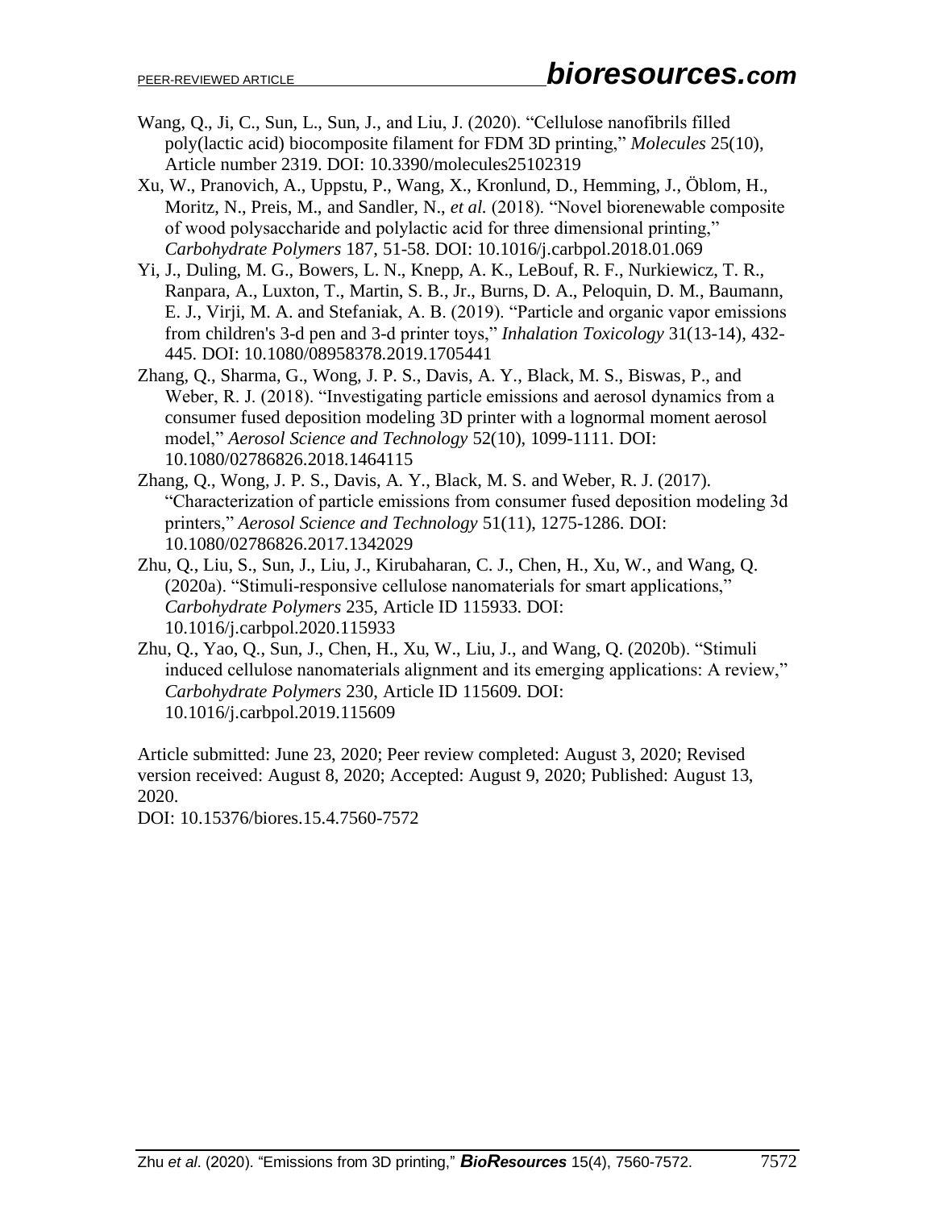Wang, Q., Ji, C., Sun, L., Sun, J., and Liu, J. (2020). "Cellulose nanofibrils filled poly(lactic acid) biocomposite filament for FDM 3D printing," *Molecules* 25(10), Article number 2319. DOI: 10.3390/molecules25102319

Xu, W., Pranovich, A., Uppstu, P., Wang, X., Kronlund, D., Hemming, J., Öblom, H., Moritz, N., Preis, M., and Sandler, N., *et al.* (2018). "Novel biorenewable composite of wood polysaccharide and polylactic acid for three dimensional printing," *Carbohydrate Polymers* 187, 51-58. DOI: 10.1016/j.carbpol.2018.01.069

Yi, J., Duling, M. G., Bowers, L. N., Knepp, A. K., LeBouf, R. F., Nurkiewicz, T. R., Ranpara, A., Luxton, T., Martin, S. B., Jr., Burns, D. A., Peloquin, D. M., Baumann, E. J., Virji, M. A. and Stefaniak, A. B. (2019). "Particle and organic vapor emissions from children's 3-d pen and 3-d printer toys," *Inhalation Toxicology* 31(13-14), 432-445. DOI: 10.1080/08958378.2019.1705441

Zhang, Q., Sharma, G., Wong, J. P. S., Davis, A. Y., Black, M. S., Biswas, P., and Weber, R. J. (2018). "Investigating particle emissions and aerosol dynamics from a consumer fused deposition modeling 3D printer with a lognormal moment aerosol model," *Aerosol Science and Technology* 52(10), 1099-1111. DOI: 10.1080/02786826.2018.1464115

Zhang, Q., Wong, J. P. S., Davis, A. Y., Black, M. S. and Weber, R. J. (2017). "Characterization of particle emissions from consumer fused deposition modeling 3d printers," *Aerosol Science and Technology* 51(11), 1275-1286. DOI: 10.1080/02786826.2017.1342029

Zhu, Q., Liu, S., Sun, J., Liu, J., Kirubaharan, C. J., Chen, H., Xu, W., and Wang, Q. (2020a). "Stimuli-responsive cellulose nanomaterials for smart applications," *Carbohydrate Polymers* 235, Article ID 115933. DOI: 10.1016/j.carbpol.2020.115933

Zhu, Q., Yao, Q., Sun, J., Chen, H., Xu, W., Liu, J., and Wang, Q. (2020b). "Stimuli induced cellulose nanomaterials alignment and its emerging applications: A review," *Carbohydrate Polymers* 230, Article ID 115609. DOI: 10.1016/j.carbpol.2019.115609

Article submitted: June 23, 2020; Peer review completed: August 3, 2020; Revised version received: August 8, 2020; Accepted: August 9, 2020; Published: August 13, 2020.

DOI: 10.15376/biores.15.4.7560-7572